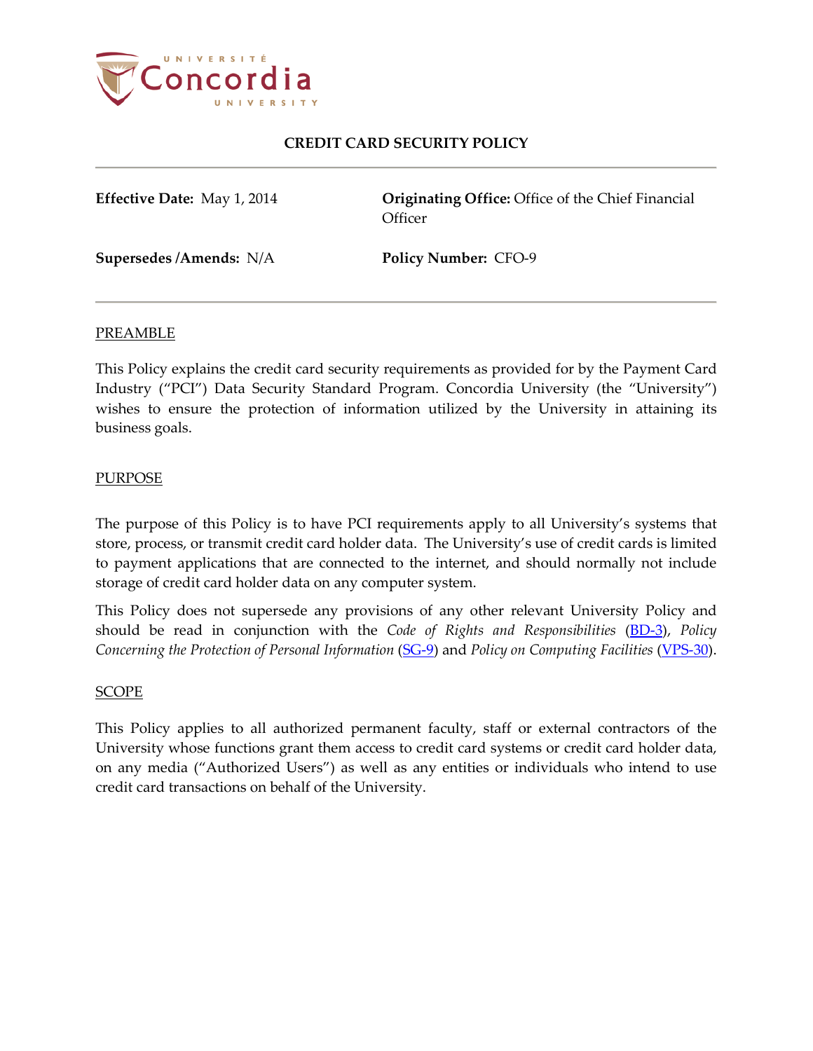# CREDIT CARD SECURITY POLICY

**Effective Date:** May 1, 2014

**Originating Office:** Office of the Chief Financial Officer

**Supersedes /Amends:** N/A

**Policy Number:** CFO-9

## PREAMBLE

This Policy explains the credit card security requirements as provided for by the Payment Card Industry ("PCI") Data Security Standard Program. Concordia University (the "University") wishes to ensure the protection of information utilized by the University in attaining its business goals.

## PURPOSE

The purpose of this Policy is to have PCI requirements apply to all University's systems that store, process, or transmit credit card holder data. The University's use of credit cards is limited to payment applications that are connected to the internet, and should normally not include storage of credit card holder data on any computer system.

This Policy does not supersede any provisions of any other relevant University Policy and should be read in conjunction with the *Code of Rights and Responsibilities* (BD-3), *Policy Concerning the Protection of Personal Information* (SG-9) and *Policy on Computing Facilities* (VPS-30).

## SCOPE

This Policy applies to all authorized permanent faculty, staff or external contractors of the University whose functions grant them access to credit card systems or credit card holder data, on any media ("Authorized Users") as well as any entities or individuals who intend to use credit card transactions on behalf of the University.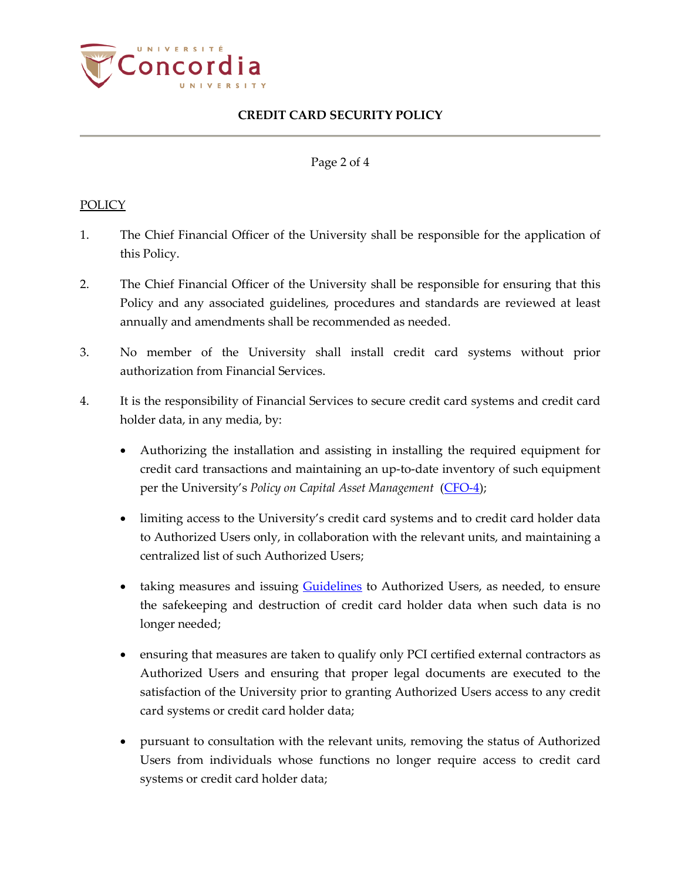## POLICY

1. The Chief Financial Officer of the University shall be responsible for the application of this Policy.

2. The Chief Financial Officer of the University shall be responsible for ensuring that this Policy and any associated guidelines, procedures and standards are reviewed at least annually and amendments shall be recommended as needed.

3. No member of the University shall install credit card systems without prior authorization from Financial Services.

4. It is the responsibility of Financial Services to secure credit card systems and credit card holder data, in any media, by:

   - Authorizing the installation and assisting in installing the required equipment for credit card transactions and maintaining an up-to-date inventory of such equipment per the University's *Policy on Capital Asset Management* (CFO-4);

   - limiting access to the University's credit card systems and to credit card holder data to Authorized Users only, in collaboration with the relevant units, and maintaining a centralized list of such Authorized Users;

   - taking measures and issuing Guidelines to Authorized Users, as needed, to ensure the safekeeping and destruction of credit card holder data when such data is no longer needed;

   - ensuring that measures are taken to qualify only PCI certified external contractors as Authorized Users and ensuring that proper legal documents are executed to the satisfaction of the University prior to granting Authorized Users access to any credit card systems or credit card holder data;

   - pursuant to consultation with the relevant units, removing the status of Authorized Users from individuals whose functions no longer require access to credit card systems or credit card holder data;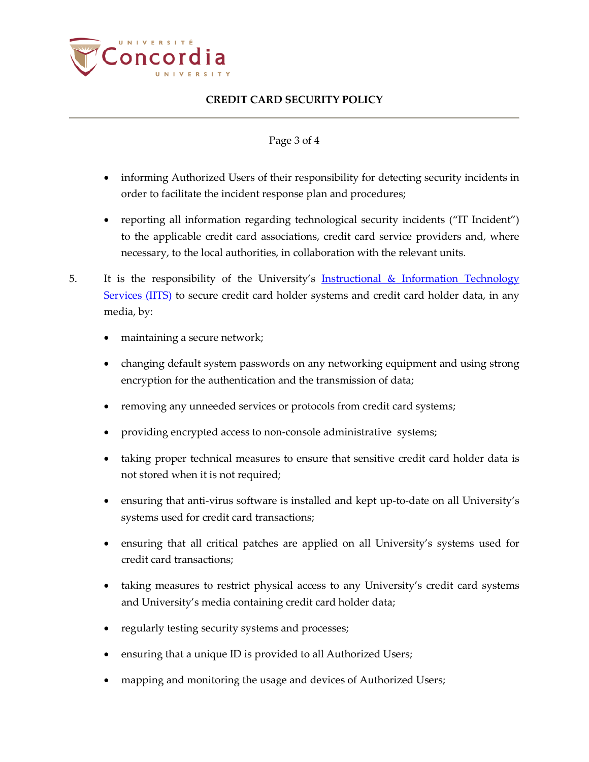- informing Authorized Users of their responsibility for detecting security incidents in order to facilitate the incident response plan and procedures;
- reporting all information regarding technological security incidents ("IT Incident") to the applicable credit card associations, credit card service providers and, where necessary, to the local authorities, in collaboration with the relevant units.

5. It is the responsibility of the University's [Instructional & Information Technology Services (IITS)]() to secure credit card holder systems and credit card holder data, in any media, by:

   - maintaining a secure network;
   - changing default system passwords on any networking equipment and using strong encryption for the authentication and the transmission of data;
   - removing any unneeded services or protocols from credit card systems;
   - providing encrypted access to non-console administrative systems;
   - taking proper technical measures to ensure that sensitive credit card holder data is not stored when it is not required;
   - ensuring that anti-virus software is installed and kept up-to-date on all University's systems used for credit card transactions;
   - ensuring that all critical patches are applied on all University's systems used for credit card transactions;
   - taking measures to restrict physical access to any University's credit card systems and University's media containing credit card holder data;
   - regularly testing security systems and processes;
   - ensuring that a unique ID is provided to all Authorized Users;
   - mapping and monitoring the usage and devices of Authorized Users;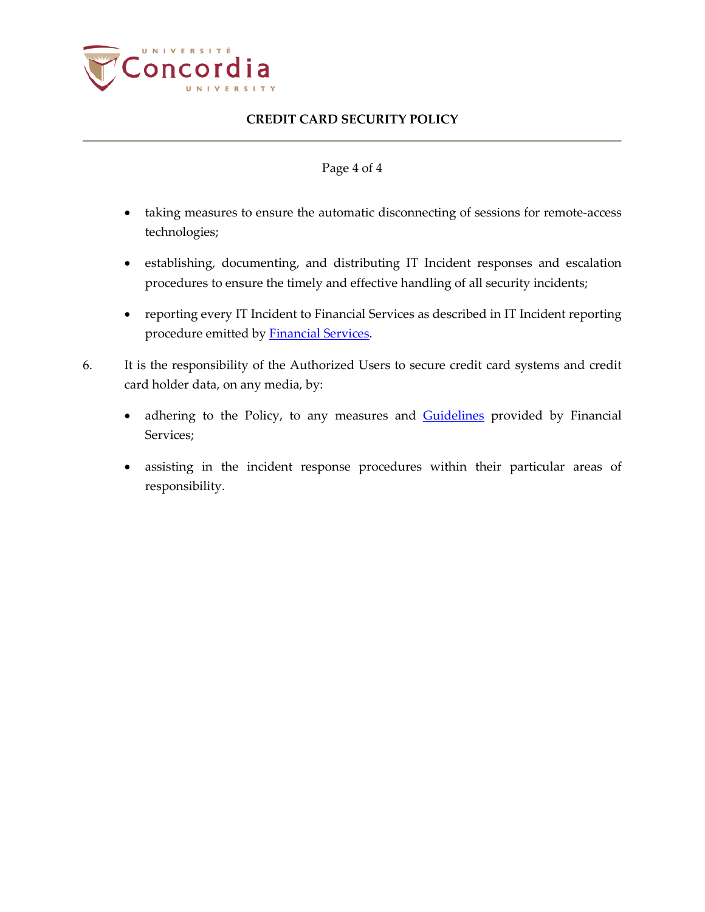- taking measures to ensure the automatic disconnecting of sessions for remote-access technologies;

- establishing, documenting, and distributing IT Incident responses and escalation procedures to ensure the timely and effective handling of all security incidents;

- reporting every IT Incident to Financial Services as described in IT Incident reporting procedure emitted by Financial Services.

6. It is the responsibility of the Authorized Users to secure credit card systems and credit card holder data, on any media, by:

   - adhering to the Policy, to any measures and Guidelines provided by Financial Services;

   - assisting in the incident response procedures within their particular areas of responsibility.